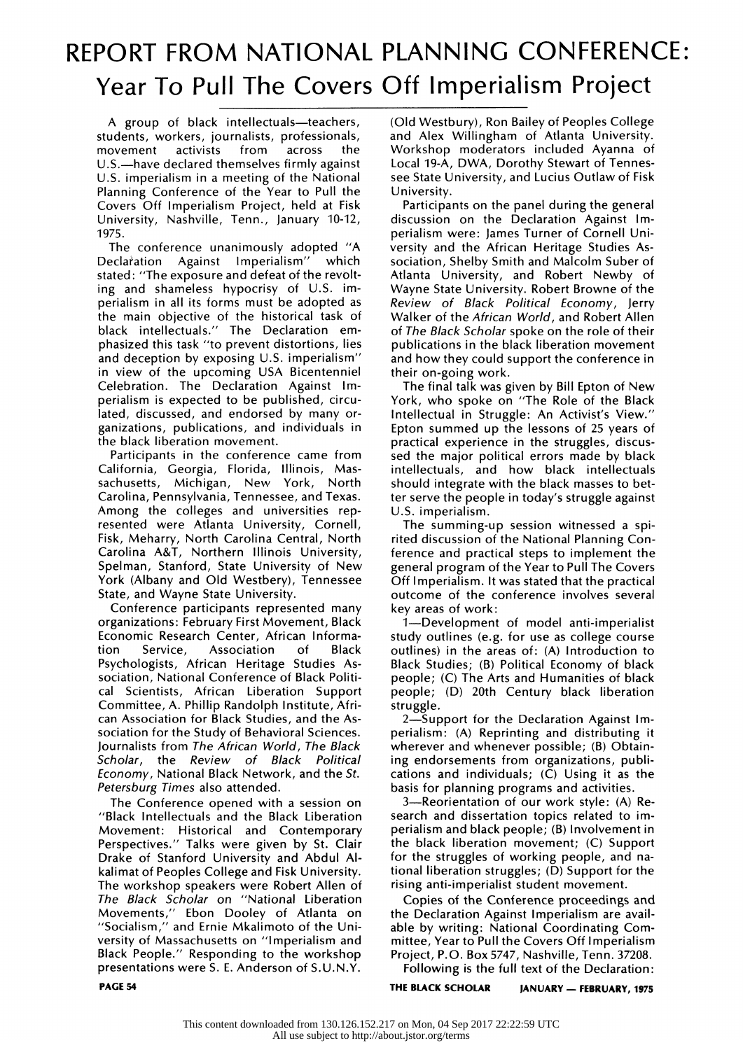# REPORT FROM NATIONAL PLANNING CONFERENCE:

## Year To Pull The Covers Off Imperialism Project

A group of black intellectuals—teachers, students, workers, journalists, professionals, movement activists from across the U.S.—have declared themselves firmly against U.S. imperialism in a meeting of the National Planning Conference of the Year to Pull the Covers Off Imperialism Project, held at Fisk University, Nashville, Tenn., January 10-12, 1975.

The conference unanimously adopted "A Declaration Against Imperialism" which stated: "The exposure and defeat of the revolting and shameless hypocrisy of U.S. imperialism in all its forms must be adopted as the main objective of the historical task of black intellectuals." The Declaration emphasized this task "to prevent distortions, lies and deception by exposing U.S. imperialism" in view of the upcoming USA Bicentenniel Celebration. The Declaration Against Imperialism is expected to be published, circulated, discussed, and endorsed by many organizations, publications, and individuals in the black liberation movement.

Participants in the conference came from California, Georgia, Florida, Illinois, Massachusetts, Michigan, New York, North Carolina, Pennsylvania, Tennessee, and Texas. Among the colleges and universities represented were Atlanta University, Cornell, Fisk, Meharry, North Carolina Central, North Carolina A&T, Northern Illinois University, Spelman, Stanford, State University of New York (Albany and Old Westbery), Tennessee State, and Wayne State University.

Conference participants represented many organizations: February First Movement, Black Economic Research Center, African Information Service, Association of Black Psychologists, African Heritage Studies Association, National Conference of Black Political Scientists, African Liberation Support Committee, A. Phillip Randolph Institute, African Association for Black Studies, and the Association for the Study of Behavioral Sciences. Journalists from *The African World*, *The Black Scholar*, the *Review of Black Political Economy*, National Black Network, and the *St. Petersburg Times* also attended.

The Conference opened with a session on "Black Intellectuals and the Black Liberation Movement: Historical and Contemporary Perspectives." Talks were given by St. Clair Drake of Stanford University and Abdul Alkalimat of Peoples College and Fisk University. The workshop speakers were Robert Allen of *The Black Scholar* on "National Liberation Movements," Ebon Dooley of Atlanta on "Socialism," and Ernie Mkalimoto of the University of Massachusetts on "Imperialism and Black People." Responding to the workshop presentations were S. E. Anderson of S.U.N.Y. (Old Westbury), Ron Bailey of Peoples College and Alex Willingham of Atlanta University. Workshop moderators included Ayanna of Local 19-A, DWA, Dorothy Stewart of Tennessee State University, and Lucius Outlaw of Fisk University.

Participants on the panel during the general discussion on the Declaration Against Imperialism were: James Turner of Cornell University and the African Heritage Studies Association, Shelby Smith and Malcolm Suber of Atlanta University, and Robert Newby of Wayne State University. Robert Browne of the *Review of Black Political Economy*, Jerry Walker of the *African World*, and Robert Allen of *The Black Scholar* spoke on the role of their publications in the black liberation movement and how they could support the conference in their on-going work.

The final talk was given by Bill Epton of New York, who spoke on "The Role of the Black Intellectual in Struggle: An Activist's View." Epton summed up the lessons of 25 years of practical experience in the struggles, discussed the major political errors made by black intellectuals, and how black intellectuals should integrate with the black masses to better serve the people in today's struggle against U.S. imperialism.

The summing-up session witnessed a spirited discussion of the National Planning Conference and practical steps to implement the general program of the Year to Pull The Covers Off Imperialism. It was stated that the practical outcome of the conference involves several key areas of work:

1—Development of model anti-imperialist study outlines (e.g. for use as college course outlines) in the areas of: (A) Introduction to Black Studies; (B) Political Economy of black people; (C) The Arts and Humanities of black people; (D) 20th Century black liberation struggle.

2—Support for the Declaration Against Imperialism: (A) Reprinting and distributing it wherever and whenever possible; (B) Obtaining endorsements from organizations, publications and individuals; (C) Using it as the basis for planning programs and activities.

3—Reorientation of our work style: (A) Research and dissertation topics related to imperialism and black people; (B) Involvement in the black liberation movement; (C) Support for the struggles of working people, and national liberation struggles; (D) Support for the rising anti-imperialist student movement.

Copies of the Conference proceedings and the Declaration Against Imperialism are available by writing: National Coordinating Committee, Year to Pull the Covers Off Imperialism Project, P.O. Box 5747, Nashville, Tenn. 37208.

Following is the full text of the Declaration: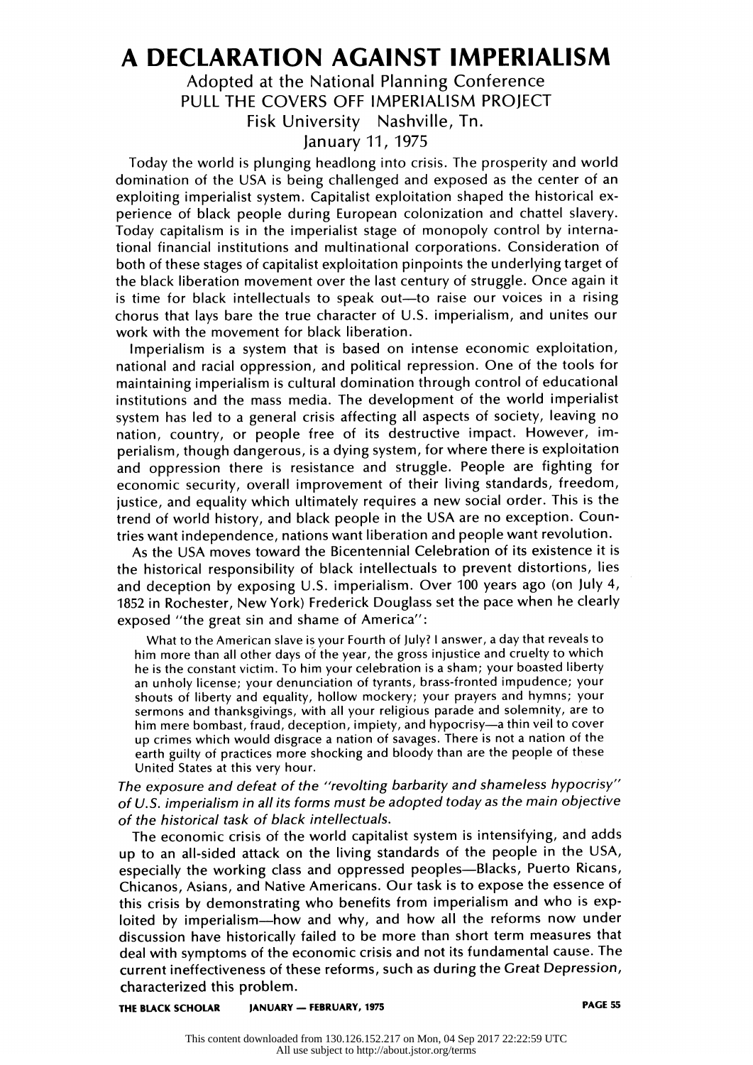# A DECLARATION AGAINST IMPERIALISM

Adopted at the National Planning Conference
PULL THE COVERS OFF IMPERIALISM PROJECT
Fisk University Nashville, Tn.
January 11, 1975

Today the world is plunging headlong into crisis. The prosperity and world domination of the USA is being challenged and exposed as the center of an exploiting imperialist system. Capitalist exploitation shaped the historical experience of black people during European colonization and chattel slavery. Today capitalism is in the imperialist stage of monopoly control by international financial institutions and multinational corporations. Consideration of both of these stages of capitalist exploitation pinpoints the underlying target of the black liberation movement over the last century of struggle. Once again it is time for black intellectuals to speak out—to raise our voices in a rising chorus that lays bare the true character of U.S. imperialism, and unites our work with the movement for black liberation.

Imperialism is a system that is based on intense economic exploitation, national and racial oppression, and political repression. One of the tools for maintaining imperialism is cultural domination through control of educational institutions and the mass media. The development of the world imperialist system has led to a general crisis affecting all aspects of society, leaving no nation, country, or people free of its destructive impact. However, imperialism, though dangerous, is a dying system, for where there is exploitation and oppression there is resistance and struggle. People are fighting for economic security, overall improvement of their living standards, freedom, justice, and equality which ultimately requires a new social order. This is the trend of world history, and black people in the USA are no exception. Countries want independence, nations want liberation and people want revolution.

As the USA moves toward the Bicentennial Celebration of its existence it is the historical responsibility of black intellectuals to prevent distortions, lies and deception by exposing U.S. imperialism. Over 100 years ago (on July 4, 1852 in Rochester, New York) Frederick Douglass set the pace when he clearly exposed "the great sin and shame of America":

> What to the American slave is your Fourth of July? I answer, a day that reveals to him more than all other days of the year, the gross injustice and cruelty to which he is the constant victim. To him your celebration is a sham; your boasted liberty an unholy license; your denunciation of tyrants, brass-fronted impudence; your shouts of liberty and equality, hollow mockery; your prayers and hymns; your sermons and thanksgivings, with all your religious parade and solemnity, are to him mere bombast, fraud, deception, impiety, and hypocrisy—a thin veil to cover up crimes which would disgrace a nation of savages. There is not a nation of the earth guilty of practices more shocking and bloody than are the people of these United States at this very hour.

*The exposure and defeat of the "revolting barbarity and shameless hypocrisy" of U.S. imperialism in all its forms must be adopted today as the main objective of the historical task of black intellectuals.*

The economic crisis of the world capitalist system is intensifying, and adds up to an all-sided attack on the living standards of the people in the USA, especially the working class and oppressed peoples—Blacks, Puerto Ricans, Chicanos, Asians, and Native Americans. Our task is to expose the essence of this crisis by demonstrating who benefits from imperialism and who is exploited by imperialism—how and why, and how all the reforms now under discussion have historically failed to be more than short term measures that deal with symptoms of the economic crisis and not its fundamental cause. The current ineffectiveness of these reforms, such as during the Great Depression, characterized this problem.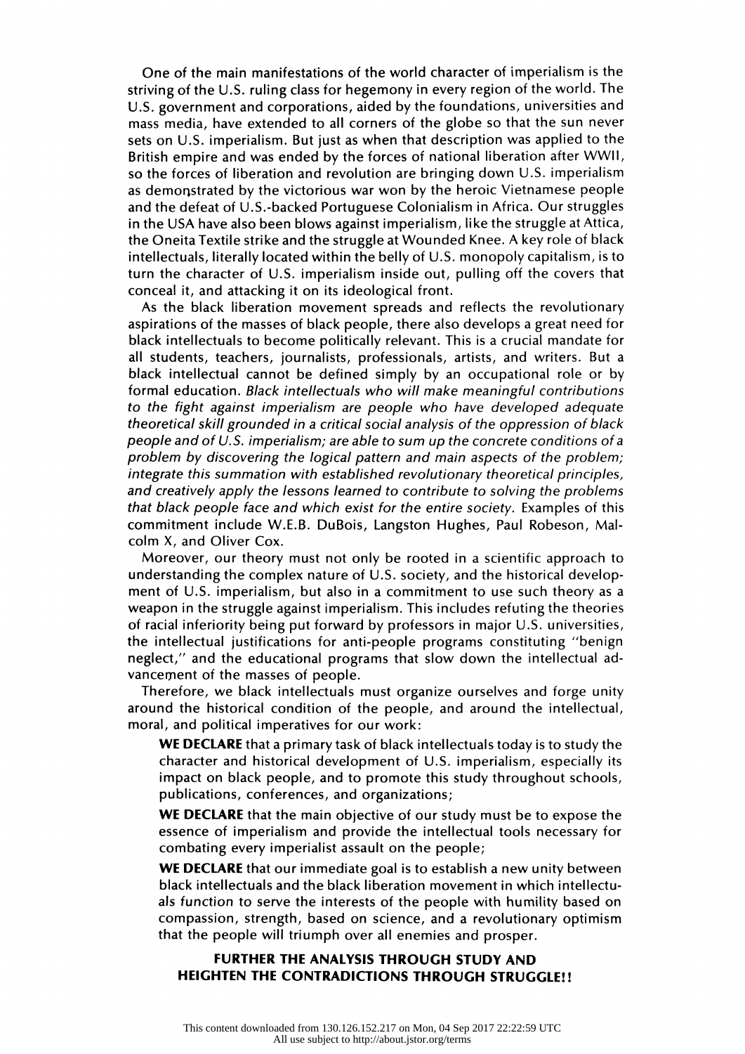One of the main manifestations of the world character of imperialism is the striving of the U.S. ruling class for hegemony in every region of the world. The U.S. government and corporations, aided by the foundations, universities and mass media, have extended to all corners of the globe so that the sun never sets on U.S. imperialism. But just as when that description was applied to the British empire and was ended by the forces of national liberation after WWII, so the forces of liberation and revolution are bringing down U.S. imperialism as demonstrated by the victorious war won by the heroic Vietnamese people and the defeat of U.S.-backed Portuguese Colonialism in Africa. Our struggles in the USA have also been blows against imperialism, like the struggle at Attica, the Oneita Textile strike and the struggle at Wounded Knee. A key role of black intellectuals, literally located within the belly of U.S. monopoly capitalism, is to turn the character of U.S. imperialism inside out, pulling off the covers that conceal it, and attacking it on its ideological front.

As the black liberation movement spreads and reflects the revolutionary aspirations of the masses of black people, there also develops a great need for black intellectuals to become politically relevant. This is a crucial mandate for all students, teachers, journalists, professionals, artists, and writers. But a black intellectual cannot be defined simply by an occupational role or by formal education. *Black intellectuals who will make meaningful contributions to the fight against imperialism are people who have developed adequate theoretical skill grounded in a critical social analysis of the oppression of black people and of U.S. imperialism; are able to sum up the concrete conditions of a problem by discovering the logical pattern and main aspects of the problem; integrate this summation with established revolutionary theoretical principles, and creatively apply the lessons learned to contribute to solving the problems that black people face and which exist for the entire society.* Examples of this commitment include W.E.B. DuBois, Langston Hughes, Paul Robeson, Malcolm X, and Oliver Cox.

Moreover, our theory must not only be rooted in a scientific approach to understanding the complex nature of U.S. society, and the historical development of U.S. imperialism, but also in a commitment to use such theory as a weapon in the struggle against imperialism. This includes refuting the theories of racial inferiority being put forward by professors in major U.S. universities, the intellectual justifications for anti-people programs constituting "benign neglect," and the educational programs that slow down the intellectual advancement of the masses of people.

Therefore, we black intellectuals must organize ourselves and forge unity around the historical condition of the people, and around the intellectual, moral, and political imperatives for our work:

> **WE DECLARE** that a primary task of black intellectuals today is to study the character and historical development of U.S. imperialism, especially its impact on black people, and to promote this study throughout schools, publications, conferences, and organizations;
>
> **WE DECLARE** that the main objective of our study must be to expose the essence of imperialism and provide the intellectual tools necessary for combating every imperialist assault on the people;
>
> **WE DECLARE** that our immediate goal is to establish a new unity between black intellectuals and the black liberation movement in which intellectuals function to serve the interests of the people with humility based on compassion, strength, based on science, and a revolutionary optimism that the people will triumph over all enemies and prosper.

**FURTHER THE ANALYSIS THROUGH STUDY AND HEIGHTEN THE CONTRADICTIONS THROUGH STRUGGLE!!**